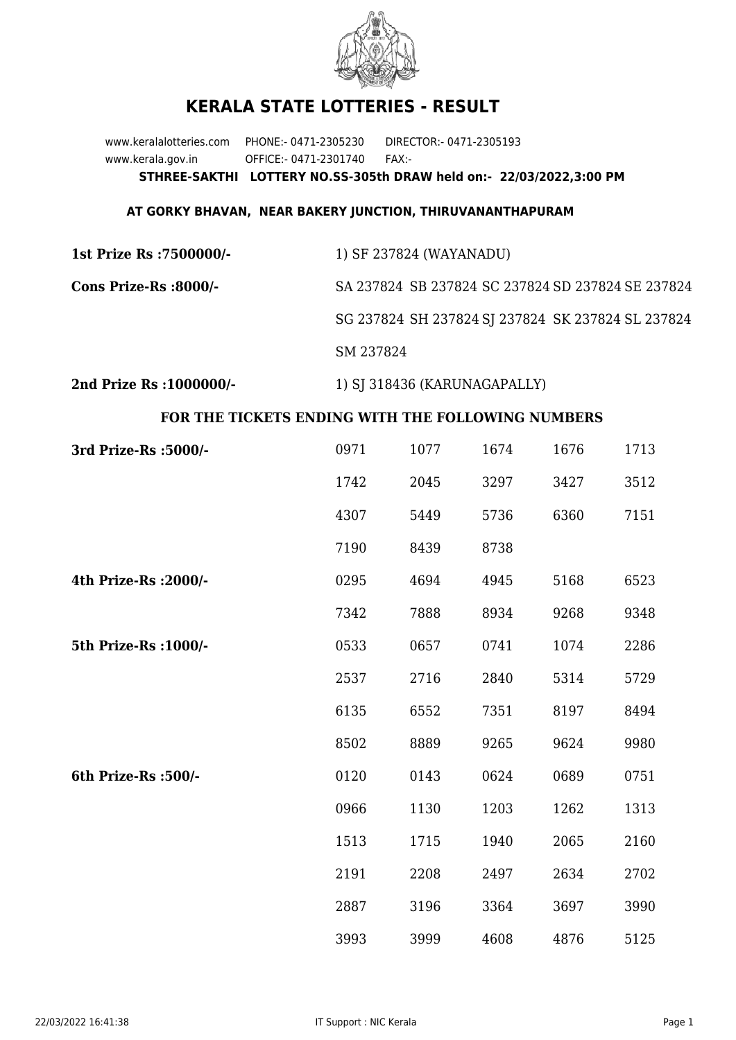# KERALA STATE LOTTERIES - RESULT

www.keralalotteries.com PHONE:- 0471-2305230 DIRECTOR:- 0471-2305193
www.kerala.gov.in OFFICE:- 0471-2301740 FAX:-

**STHREE-SAKTHI LOTTERY NO.SS-305th DRAW held on:- 22/03/2022,3:00 PM**

**AT GORKY BHAVAN, NEAR BAKERY JUNCTION, THIRUVANANTHAPURAM**

**1st Prize Rs :7500000/-** 1) SF 237824 (WAYANADU)

**Cons Prize-Rs :8000/-** SA 237824 SB 237824 SC 237824 SD 237824 SE 237824 SG 237824 SH 237824 SJ 237824 SK 237824 SL 237824 SM 237824

**2nd Prize Rs :1000000/-** 1) SJ 318436 (KARUNAGAPALLY)

**FOR THE TICKETS ENDING WITH THE FOLLOWING NUMBERS**

| | | | | | |
|---|---|---|---|---|---|
| **3rd Prize-Rs :5000/-** | 0971 | 1077 | 1674 | 1676 | 1713 |
| | 1742 | 2045 | 3297 | 3427 | 3512 |
| | 4307 | 5449 | 5736 | 6360 | 7151 |
| | 7190 | 8439 | 8738 | | |
| **4th Prize-Rs :2000/-** | 0295 | 4694 | 4945 | 5168 | 6523 |
| | 7342 | 7888 | 8934 | 9268 | 9348 |
| **5th Prize-Rs :1000/-** | 0533 | 0657 | 0741 | 1074 | 2286 |
| | 2537 | 2716 | 2840 | 5314 | 5729 |
| | 6135 | 6552 | 7351 | 8197 | 8494 |
| | 8502 | 8889 | 9265 | 9624 | 9980 |
| **6th Prize-Rs :500/-** | 0120 | 0143 | 0624 | 0689 | 0751 |
| | 0966 | 1130 | 1203 | 1262 | 1313 |
| | 1513 | 1715 | 1940 | 2065 | 2160 |
| | 2191 | 2208 | 2497 | 2634 | 2702 |
| | 2887 | 3196 | 3364 | 3697 | 3990 |
| | 3993 | 3999 | 4608 | 4876 | 5125 |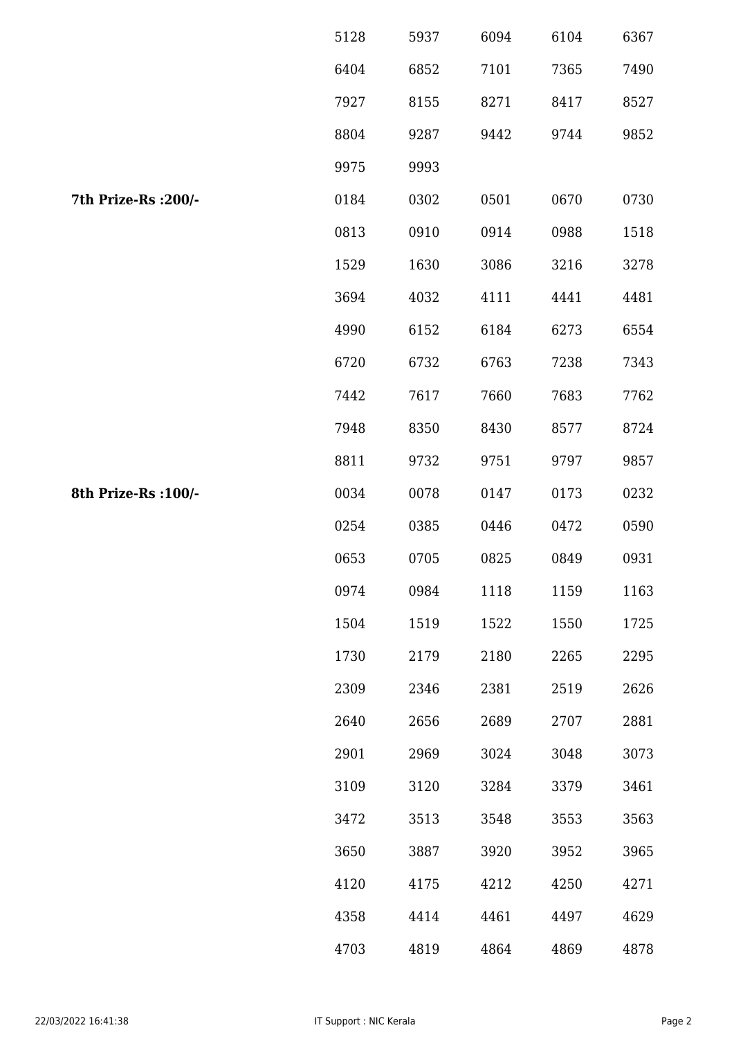| | | | | | |
|---|---|---|---|---|---|
| | 5128 | 5937 | 6094 | 6104 | 6367 |
| | 6404 | 6852 | 7101 | 7365 | 7490 |
| | 7927 | 8155 | 8271 | 8417 | 8527 |
| | 8804 | 9287 | 9442 | 9744 | 9852 |
| | 9975 | 9993 | | | |
| **7th Prize-Rs :200/-** | 0184 | 0302 | 0501 | 0670 | 0730 |
| | 0813 | 0910 | 0914 | 0988 | 1518 |
| | 1529 | 1630 | 3086 | 3216 | 3278 |
| | 3694 | 4032 | 4111 | 4441 | 4481 |
| | 4990 | 6152 | 6184 | 6273 | 6554 |
| | 6720 | 6732 | 6763 | 7238 | 7343 |
| | 7442 | 7617 | 7660 | 7683 | 7762 |
| | 7948 | 8350 | 8430 | 8577 | 8724 |
| | 8811 | 9732 | 9751 | 9797 | 9857 |
| **8th Prize-Rs :100/-** | 0034 | 0078 | 0147 | 0173 | 0232 |
| | 0254 | 0385 | 0446 | 0472 | 0590 |
| | 0653 | 0705 | 0825 | 0849 | 0931 |
| | 0974 | 0984 | 1118 | 1159 | 1163 |
| | 1504 | 1519 | 1522 | 1550 | 1725 |
| | 1730 | 2179 | 2180 | 2265 | 2295 |
| | 2309 | 2346 | 2381 | 2519 | 2626 |
| | 2640 | 2656 | 2689 | 2707 | 2881 |
| | 2901 | 2969 | 3024 | 3048 | 3073 |
| | 3109 | 3120 | 3284 | 3379 | 3461 |
| | 3472 | 3513 | 3548 | 3553 | 3563 |
| | 3650 | 3887 | 3920 | 3952 | 3965 |
| | 4120 | 4175 | 4212 | 4250 | 4271 |
| | 4358 | 4414 | 4461 | 4497 | 4629 |
| | 4703 | 4819 | 4864 | 4869 | 4878 |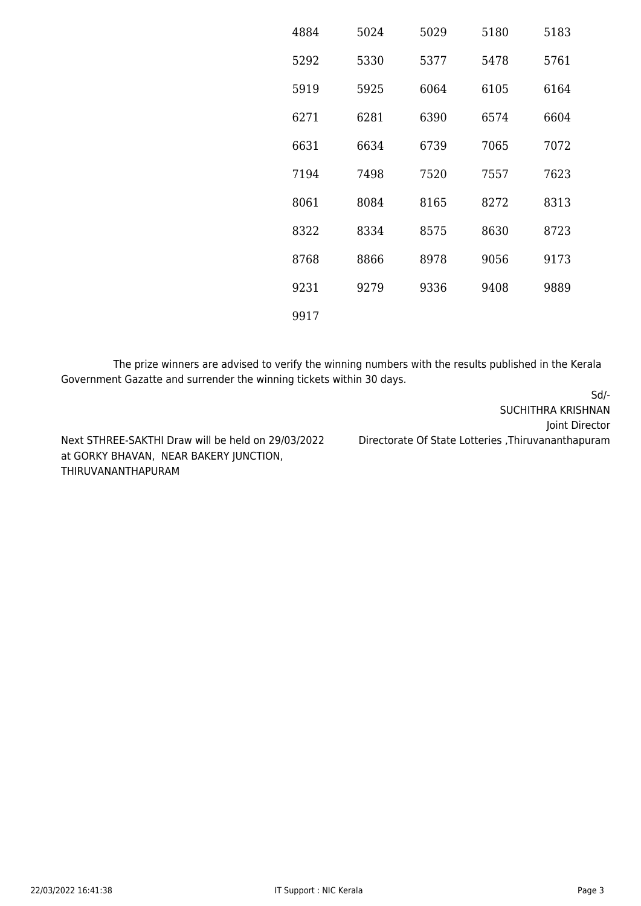| | | | | |
|---|---|---|---|---|
| 4884 | 5024 | 5029 | 5180 | 5183 |
| 5292 | 5330 | 5377 | 5478 | 5761 |
| 5919 | 5925 | 6064 | 6105 | 6164 |
| 6271 | 6281 | 6390 | 6574 | 6604 |
| 6631 | 6634 | 6739 | 7065 | 7072 |
| 7194 | 7498 | 7520 | 7557 | 7623 |
| 8061 | 8084 | 8165 | 8272 | 8313 |
| 8322 | 8334 | 8575 | 8630 | 8723 |
| 8768 | 8866 | 8978 | 9056 | 9173 |
| 9231 | 9279 | 9336 | 9408 | 9889 |
| 9917 | | | | |

The prize winners are advised to verify the winning numbers with the results published in the Kerala Government Gazatte and surrender the winning tickets within 30 days.

Sd/-
SUCHITHRA KRISHNAN
Joint Director
Directorate Of State Lotteries ,Thiruvananthapuram

Next STHREE-SAKTHI Draw will be held on 29/03/2022 at GORKY BHAVAN, NEAR BAKERY JUNCTION, THIRUVANANTHAPURAM